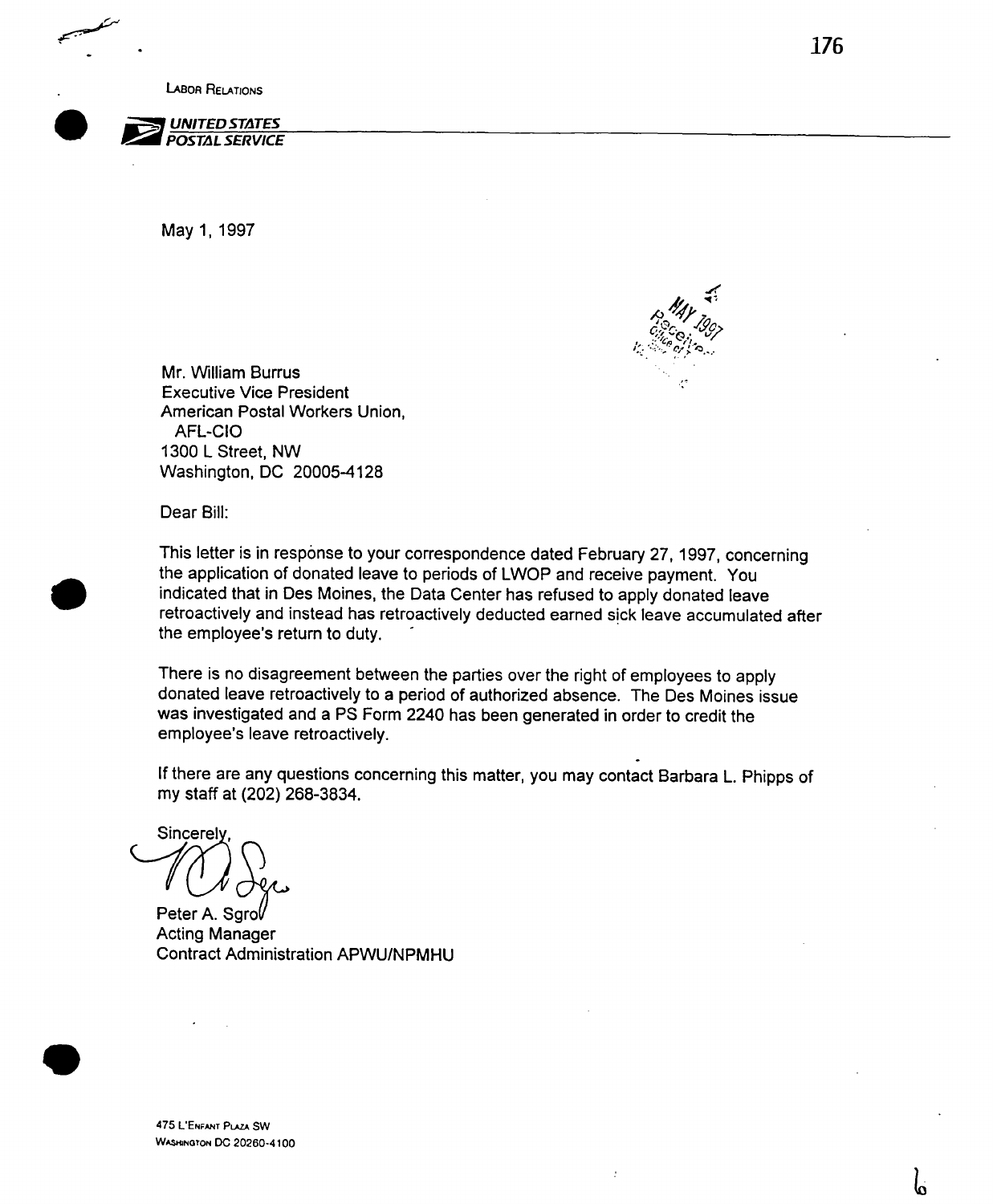LABOR RELATIONS

**UNITED STATES POSTAL SERVICE**

May 1, 1997

Mr. William Burrus
Executive Vice President
American Postal Workers Union,
AFL-CIO
1300 L Street, NW
Washington, DC 20005-4128

Dear Bill:

This letter is in response to your correspondence dated February 27, 1997, concerning the application of donated leave to periods of LWOP and receive payment. You indicated that in Des Moines, the Data Center has refused to apply donated leave retroactively and instead has retroactively deducted earned sick leave accumulated after the employee's return to duty.

There is no disagreement between the parties over the right of employees to apply donated leave retroactively to a period of authorized absence. The Des Moines issue was investigated and a PS Form 2240 has been generated in order to credit the employee's leave retroactively.

If there are any questions concerning this matter, you may contact Barbara L. Phipps of my staff at (202) 268-3834.

Sincerely,

Peter A. Sgro
Acting Manager
Contract Administration APWU/NPMHU

475 L'ENFANT PLAZA SW
WASHINGTON DC 20260-4100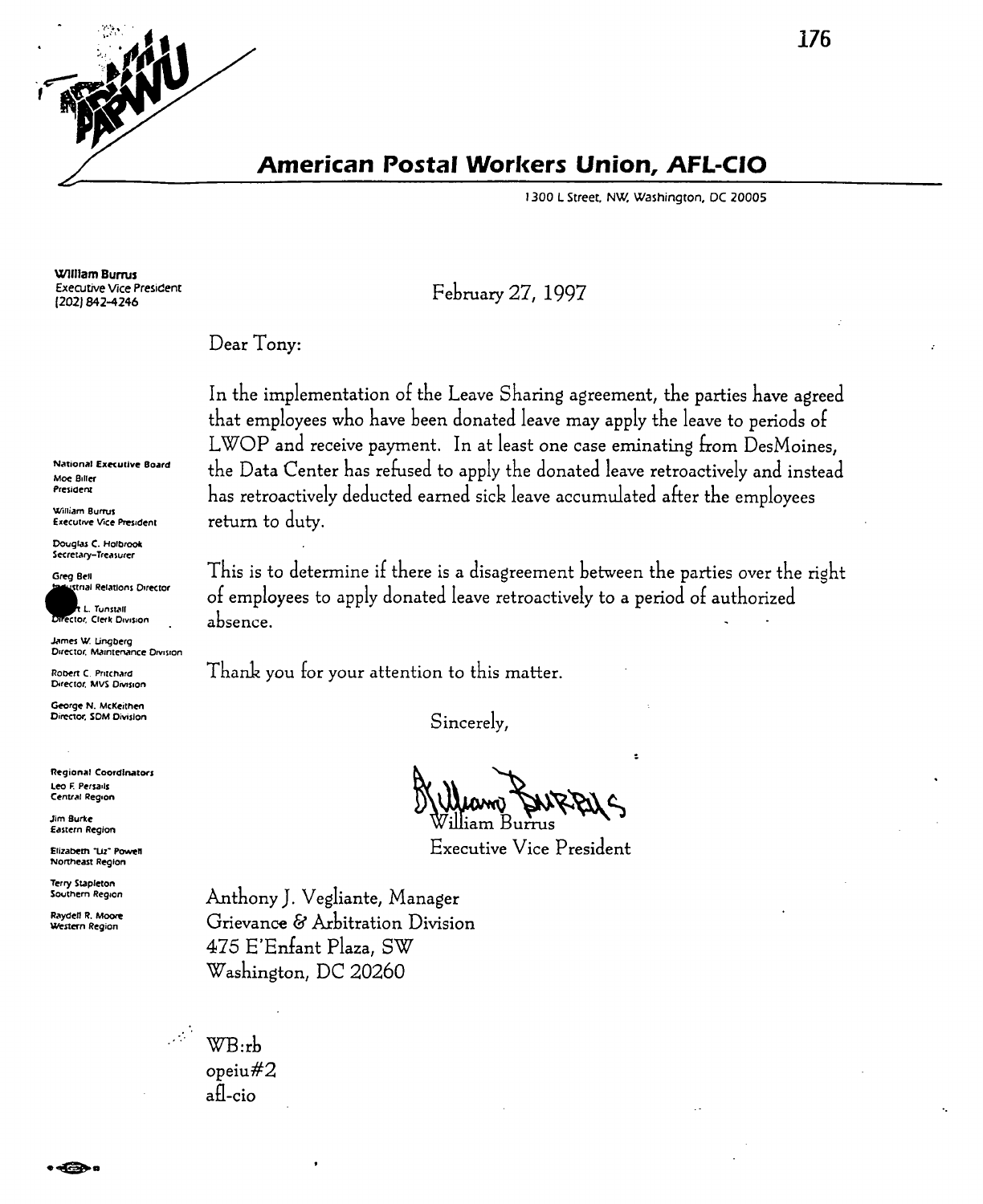# American Postal Workers Union, AFL-CIO

1300 L Street, NW, Washington, DC 20005

**William Burrus**
Executive Vice President
(202) 842-4246

**National Executive Board**
Moe Biller
President

William Burrus
Executive Vice President

Douglas C. Holbrook
Secretary-Treasurer

Greg Bell
Industrial Relations Director

L. Tunstall
Director, Clerk Division

James W. Lingberg
Director, Maintenance Division

Robert C. Pritchard
Director, MVS Division

George N. McKeithen
Director, SDM Division

**Regional Coordinators**
Leo F. Persails
Central Region

Jim Burke
Eastern Region

Elizabeth "Liz" Powell
Northeast Region

Terry Stapleton
Southern Region

Raydell R. Moore
Western Region

February 27, 1997

Dear Tony:

In the implementation of the Leave Sharing agreement, the parties have agreed that employees who have been donated leave may apply the leave to periods of LWOP and receive payment. In at least one case eminating from DesMoines, the Data Center has refused to apply the donated leave retroactively and instead has retroactively deducted earned sick leave accumulated after the employees return to duty.

This is to determine if there is a disagreement between the parties over the right of employees to apply donated leave retroactively to a period of authorized absence.

Thank you for your attention to this matter.

Sincerely,

William Burrus
Executive Vice President

Anthony J. Vegliante, Manager
Grievance & Arbitration Division
475 E'Enfant Plaza, SW
Washington, DC 20260

WB:rb
opeiu#2
afl-cio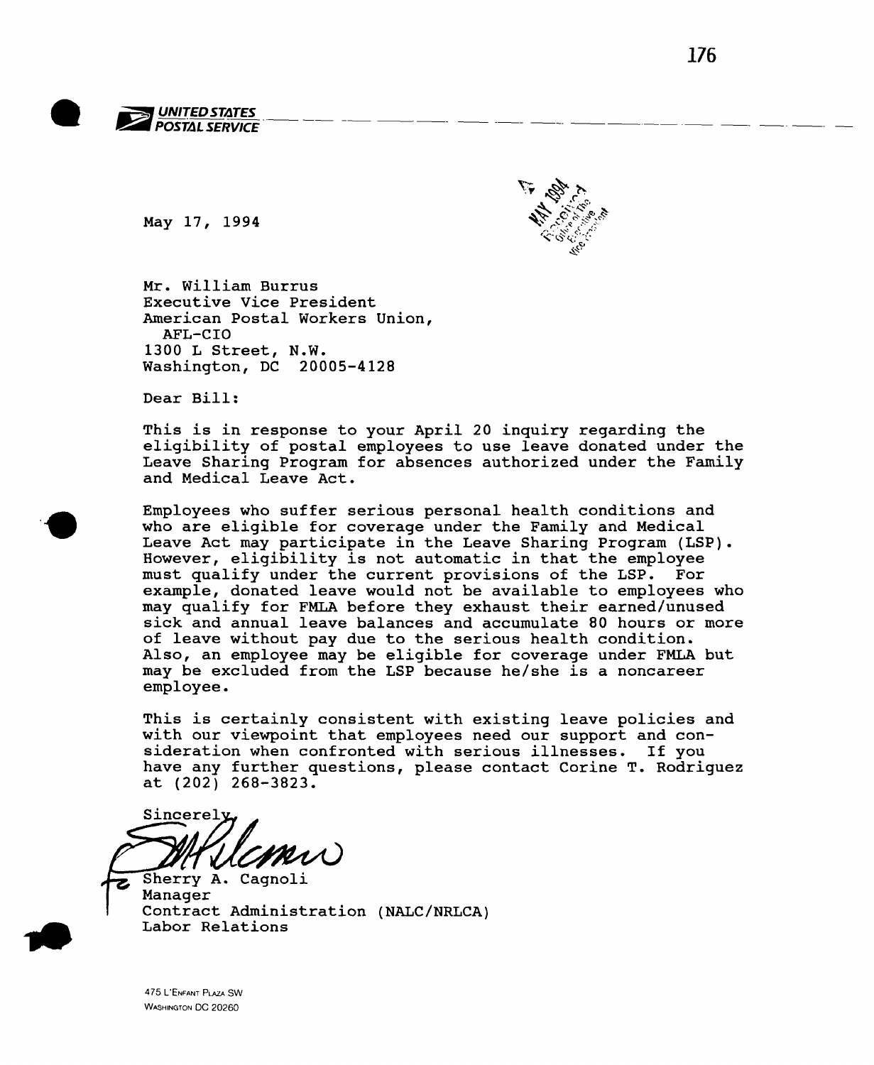**UNITED STATES POSTAL SERVICE**

May 17, 1994

Mr. William Burrus
Executive Vice President
American Postal Workers Union,
AFL-CIO
1300 L Street, N.W.
Washington, DC 20005-4128

Dear Bill:

This is in response to your April 20 inquiry regarding the eligibility of postal employees to use leave donated under the Leave Sharing Program for absences authorized under the Family and Medical Leave Act.

Employees who suffer serious personal health conditions and who are eligible for coverage under the Family and Medical Leave Act may participate in the Leave Sharing Program (LSP). However, eligibility is not automatic in that the employee must qualify under the current provisions of the LSP. For example, donated leave would not be available to employees who may qualify for FMLA before they exhaust their earned/unused sick and annual leave balances and accumulate 80 hours or more of leave without pay due to the serious health condition. Also, an employee may be eligible for coverage under FMLA but may be excluded from the LSP because he/she is a noncareer employee.

This is certainly consistent with existing leave policies and with our viewpoint that employees need our support and consideration when confronted with serious illnesses. If you have any further questions, please contact Corine T. Rodriguez at (202) 268-3823.

Sincerely,

Sherry A. Cagnoli
Manager
Contract Administration (NALC/NRLCA)
Labor Relations

475 L'Enfant Plaza SW
Washington DC 20260